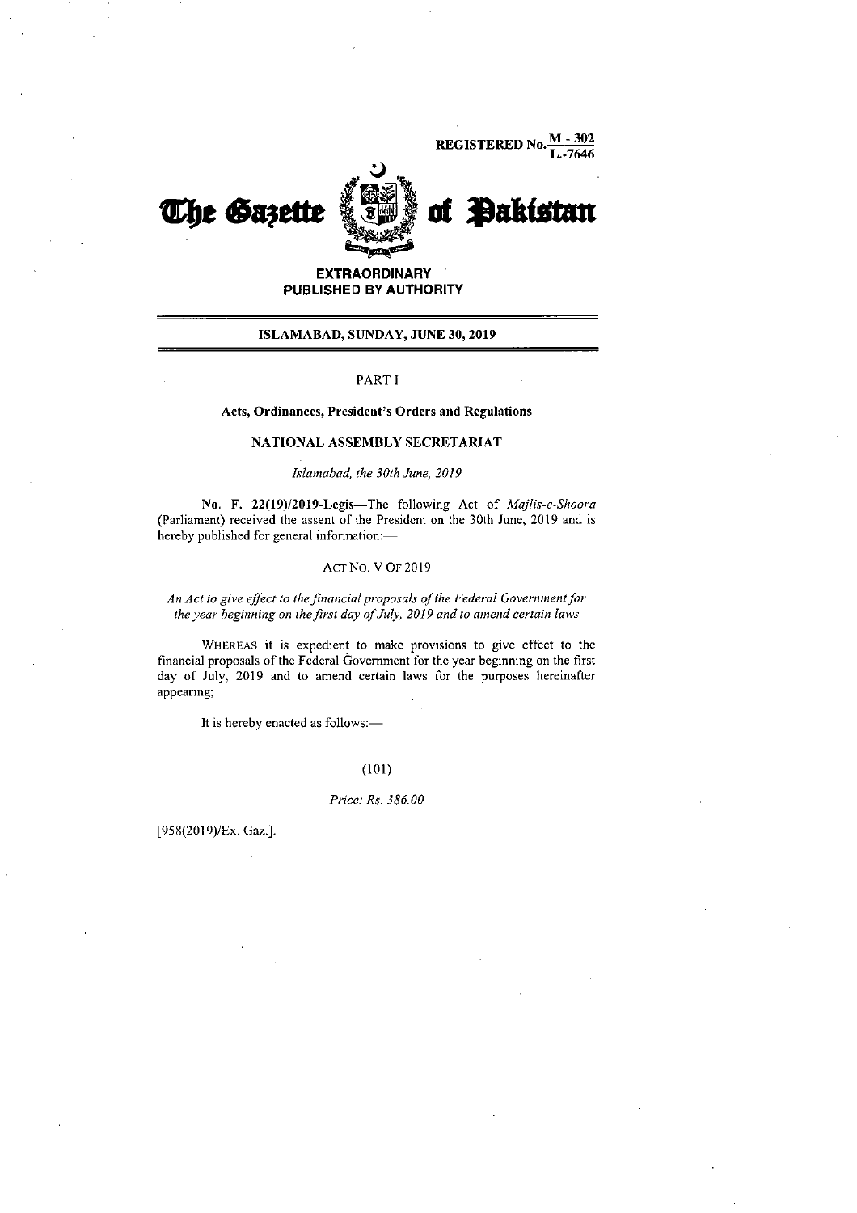REGISTERED No. M - 302 / L.-7646

# The Gazette of Pakistan

**EXTRAORDINARY**
**PUBLISHED BY AUTHORITY**

**ISLAMABAD, SUNDAY, JUNE 30, 2019**

PART I

**Acts, Ordinances, President's Orders and Regulations**

**NATIONAL ASSEMBLY SECRETARIAT**

*Islamabad, the 30th June, 2019*

**No. F. 22(19)/2019-Legis**—The following Act of *Majlis-e-Shoora* (Parliament) received the assent of the President on the 30th June, 2019 and is hereby published for general information:—

ACT NO. V OF 2019

*An Act to give effect to the financial proposals of the Federal Government for the year beginning on the first day of July, 2019 and to amend certain laws*

WHEREAS it is expedient to make provisions to give effect to the financial proposals of the Federal Government for the year beginning on the first day of July, 2019 and to amend certain laws for the purposes hereinafter appearing;

It is hereby enacted as follows:—

(101)

*Price: Rs. 386.00*

[958(2019)/Ex. Gaz.].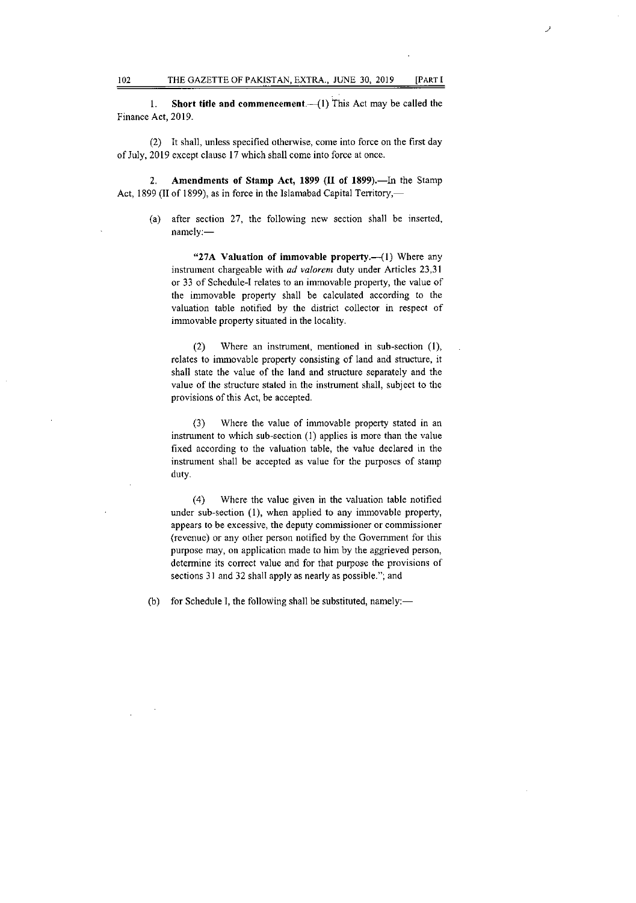1. **Short title and commencement.**—(1) This Act may be called the Finance Act, 2019.

(2) It shall, unless specified otherwise, come into force on the first day of July, 2019 except clause 17 which shall come into force at once.

2. **Amendments of Stamp Act, 1899 (II of 1899).**—In the Stamp Act, 1899 (II of 1899), as in force in the Islamabad Capital Territory,—

(a) after section 27, the following new section shall be inserted, namely:—

"**27A Valuation of immovable property.**—(1) Where any instrument chargeable with *ad valorem* duty under Articles 23,31 or 33 of Schedule-I relates to an immovable property, the value of the immovable property shall be calculated according to the valuation table notified by the district collector in respect of immovable property situated in the locality.

(2) Where an instrument, mentioned in sub-section (1), relates to immovable property consisting of land and structure, it shall state the value of the land and structure separately and the value of the structure stated in the instrument shall, subject to the provisions of this Act, be accepted.

(3) Where the value of immovable property stated in an instrument to which sub-section (1) applies is more than the value fixed according to the valuation table, the value declared in the instrument shall be accepted as value for the purposes of stamp duty.

(4) Where the value given in the valuation table notified under sub-section (1), when applied to any immovable property, appears to be excessive, the deputy commissioner or commissioner (revenue) or any other person notified by the Government for this purpose may, on application made to him by the aggrieved person, determine its correct value and for that purpose the provisions of sections 31 and 32 shall apply as nearly as possible."; and

(b) for Schedule I, the following shall be substituted, namely:—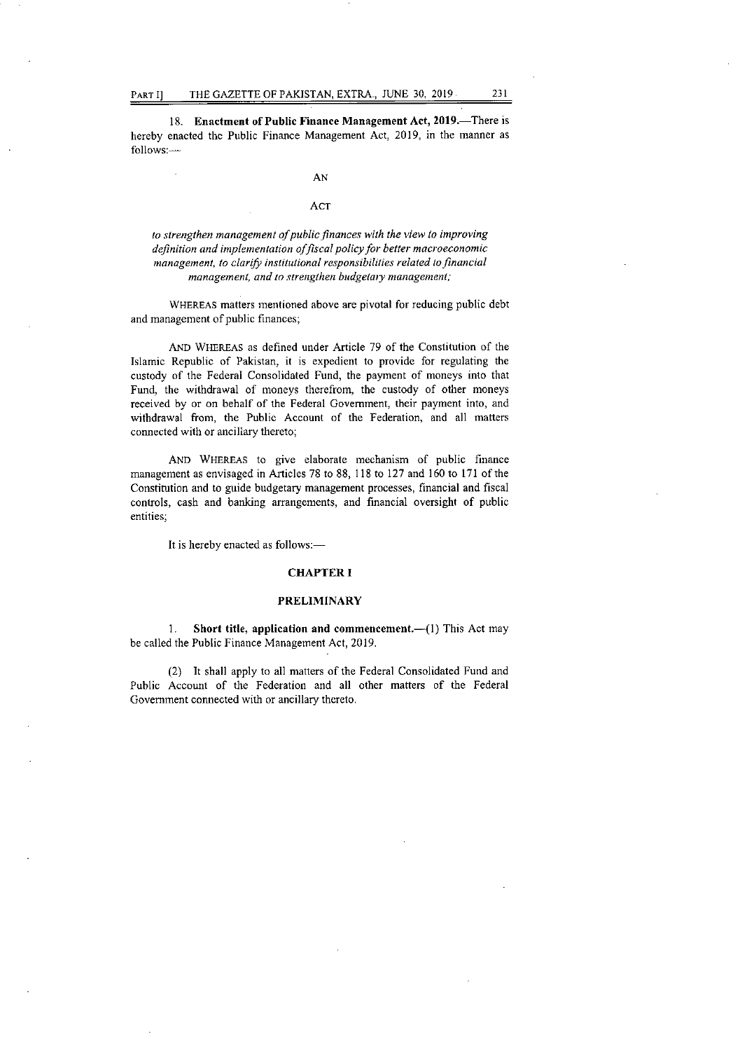18. **Enactment of Public Finance Management Act, 2019.**—There is hereby enacted the Public Finance Management Act, 2019, in the manner as follows:—

AN

ACT

*to strengthen management of public finances with the view to improving definition and implementation of fiscal policy for better macroeconomic management, to clarify institutional responsibilities related to financial management, and to strengthen budgetary management;*

WHEREAS matters mentioned above are pivotal for reducing public debt and management of public finances;

AND WHEREAS as defined under Article 79 of the Constitution of the Islamic Republic of Pakistan, it is expedient to provide for regulating the custody of the Federal Consolidated Fund, the payment of moneys into that Fund, the withdrawal of moneys therefrom, the custody of other moneys received by or on behalf of the Federal Government, their payment into, and withdrawal from, the Public Account of the Federation, and all matters connected with or ancillary thereto;

AND WHEREAS to give elaborate mechanism of public finance management as envisaged in Articles 78 to 88, 118 to 127 and 160 to 171 of the Constitution and to guide budgetary management processes, financial and fiscal controls, cash and banking arrangements, and financial oversight of public entities;

It is hereby enacted as follows:—

## CHAPTER I

## PRELIMINARY

1. **Short title, application and commencement.**—(1) This Act may be called the Public Finance Management Act, 2019.

(2) It shall apply to all matters of the Federal Consolidated Fund and Public Account of the Federation and all other matters of the Federal Government connected with or ancillary thereto.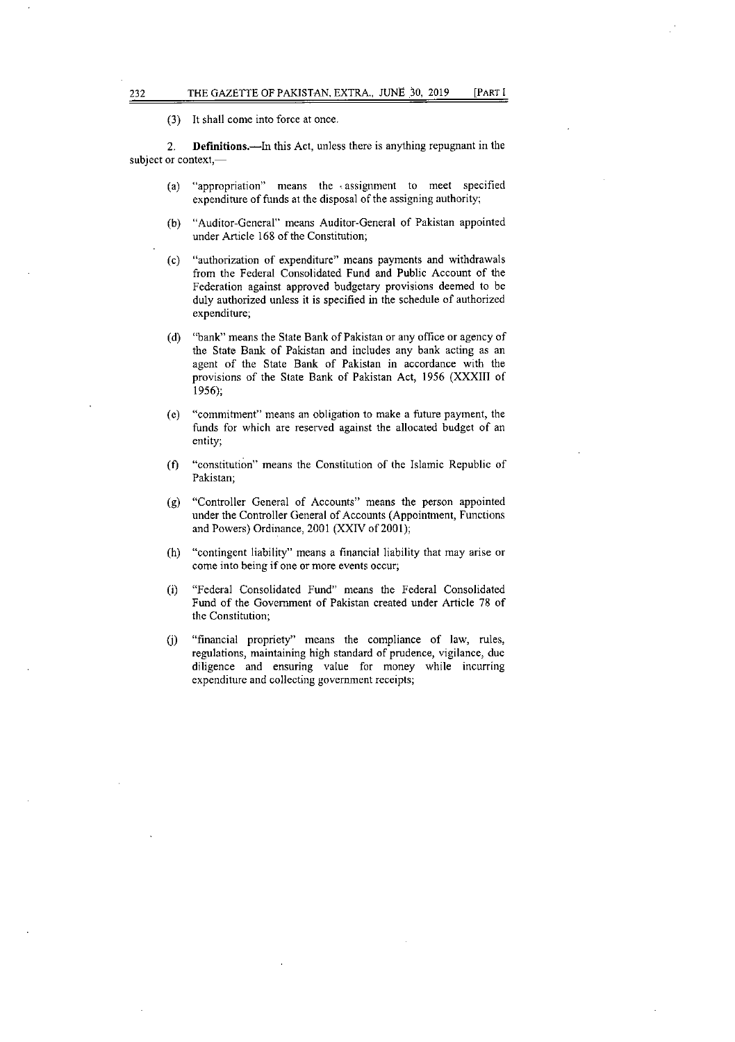(3) It shall come into force at once.

2. **Definitions.**—In this Act, unless there is anything repugnant in the subject or context,—

(a) "appropriation" means the assignment to meet specified expenditure of funds at the disposal of the assigning authority;

(b) "Auditor-General" means Auditor-General of Pakistan appointed under Article 168 of the Constitution;

(c) "authorization of expenditure" means payments and withdrawals from the Federal Consolidated Fund and Public Account of the Federation against approved budgetary provisions deemed to be duly authorized unless it is specified in the schedule of authorized expenditure;

(d) "bank" means the State Bank of Pakistan or any office or agency of the State Bank of Pakistan and includes any bank acting as an agent of the State Bank of Pakistan in accordance with the provisions of the State Bank of Pakistan Act, 1956 (XXXIII of 1956);

(e) "commitment" means an obligation to make a future payment, the funds for which are reserved against the allocated budget of an entity;

(f) "constitution" means the Constitution of the Islamic Republic of Pakistan;

(g) "Controller General of Accounts" means the person appointed under the Controller General of Accounts (Appointment, Functions and Powers) Ordinance, 2001 (XXIV of 2001);

(h) "contingent liability" means a financial liability that may arise or come into being if one or more events occur;

(i) "Federal Consolidated Fund" means the Federal Consolidated Fund of the Government of Pakistan created under Article 78 of the Constitution;

(j) "financial propriety" means the compliance of law, rules, regulations, maintaining high standard of prudence, vigilance, due diligence and ensuring value for money while incurring expenditure and collecting government receipts;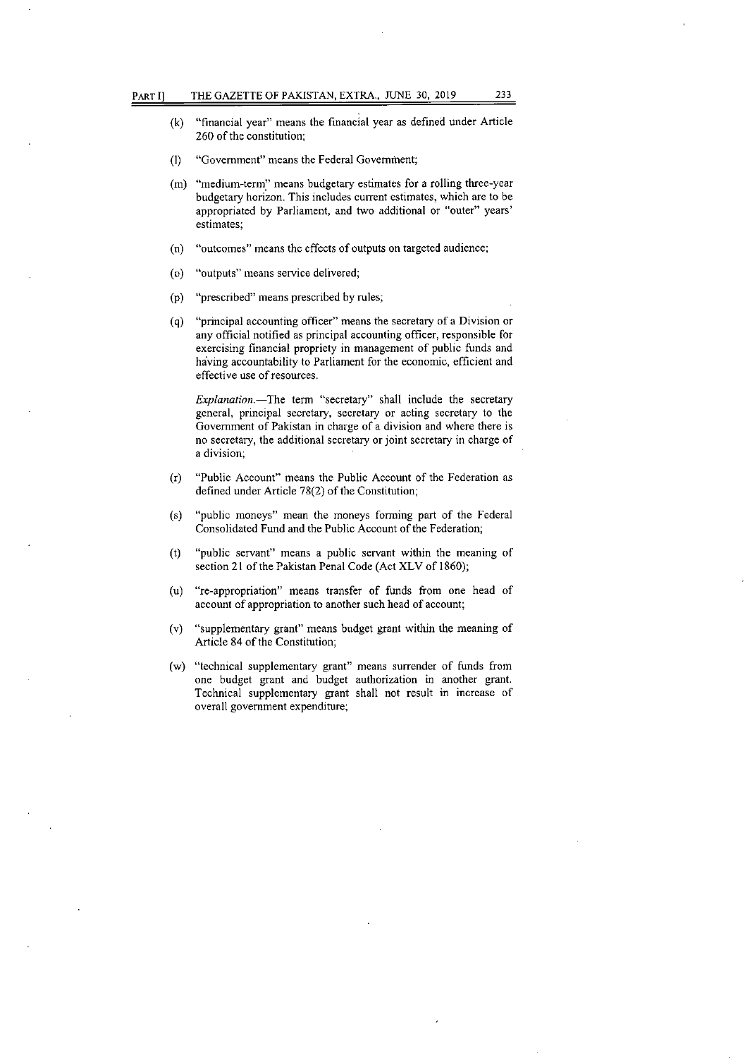(k) "financial year" means the financial year as defined under Article 260 of the constitution;

(l) "Government" means the Federal Government;

(m) "medium-term" means budgetary estimates for a rolling three-year budgetary horizon. This includes current estimates, which are to be appropriated by Parliament, and two additional or "outer" years' estimates;

(n) "outcomes" means the effects of outputs on targeted audience;

(o) "outputs" means service delivered;

(p) "prescribed" means prescribed by rules;

(q) "principal accounting officer" means the secretary of a Division or any official notified as principal accounting officer, responsible for exercising financial propriety in management of public funds and having accountability to Parliament for the economic, efficient and effective use of resources.

*Explanation.*—The term "secretary" shall include the secretary general, principal secretary, secretary or acting secretary to the Government of Pakistan in charge of a division and where there is no secretary, the additional secretary or joint secretary in charge of a division;

(r) "Public Account" means the Public Account of the Federation as defined under Article 78(2) of the Constitution;

(s) "public moneys" mean the moneys forming part of the Federal Consolidated Fund and the Public Account of the Federation;

(t) "public servant" means a public servant within the meaning of section 21 of the Pakistan Penal Code (Act XLV of 1860);

(u) "re-appropriation" means transfer of funds from one head of account of appropriation to another such head of account;

(v) "supplementary grant" means budget grant within the meaning of Article 84 of the Constitution;

(w) "technical supplementary grant" means surrender of funds from one budget grant and budget authorization in another grant. Technical supplementary grant shall not result in increase of overall government expenditure;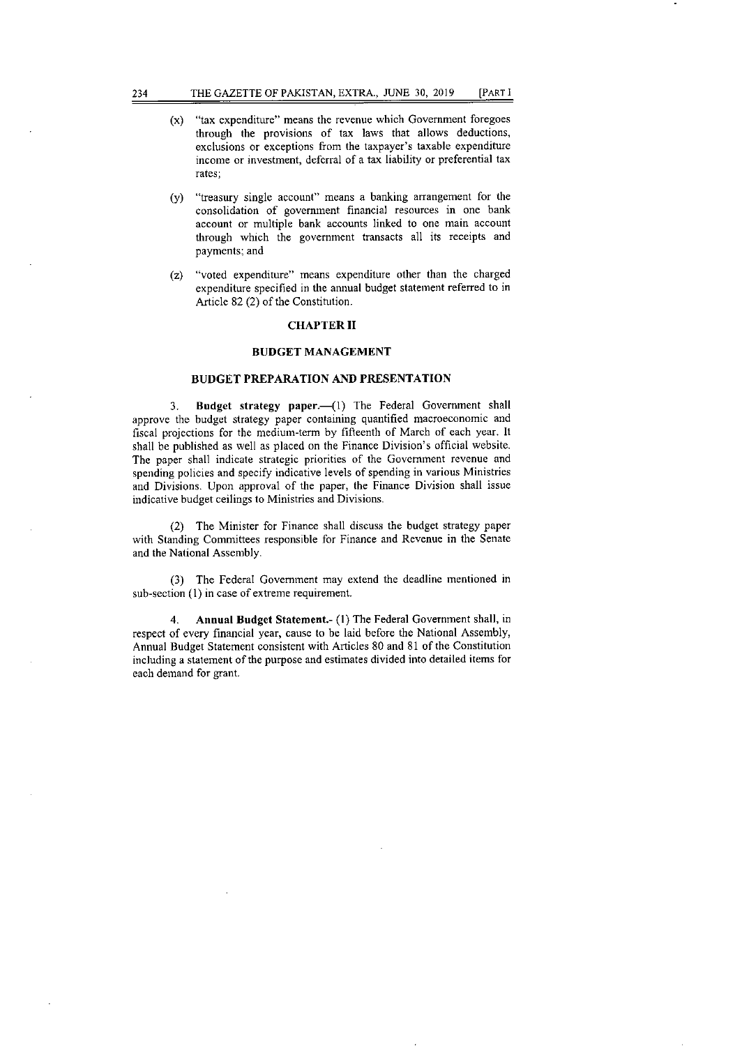(x) "tax expenditure" means the revenue which Government foregoes through the provisions of tax laws that allows deductions, exclusions or exceptions from the taxpayer's taxable expenditure income or investment, deferral of a tax liability or preferential tax rates;

(y) "treasury single account" means a banking arrangement for the consolidation of government financial resources in one bank account or multiple bank accounts linked to one main account through which the government transacts all its receipts and payments; and

(z) "voted expenditure" means expenditure other than the charged expenditure specified in the annual budget statement referred to in Article 82 (2) of the Constitution.

## CHAPTER II

## BUDGET MANAGEMENT

### BUDGET PREPARATION AND PRESENTATION

3. **Budget strategy paper.**—(1) The Federal Government shall approve the budget strategy paper containing quantified macroeconomic and fiscal projections for the medium-term by fifteenth of March of each year. It shall be published as well as placed on the Finance Division's official website. The paper shall indicate strategic priorities of the Government revenue and spending policies and specify indicative levels of spending in various Ministries and Divisions. Upon approval of the paper, the Finance Division shall issue indicative budget ceilings to Ministries and Divisions.

(2) The Minister for Finance shall discuss the budget strategy paper with Standing Committees responsible for Finance and Revenue in the Senate and the National Assembly.

(3) The Federal Government may extend the deadline mentioned in sub-section (1) in case of extreme requirement.

4. **Annual Budget Statement.**- (1) The Federal Government shall, in respect of every financial year, cause to be laid before the National Assembly, Annual Budget Statement consistent with Articles 80 and 81 of the Constitution including a statement of the purpose and estimates divided into detailed items for each demand for grant.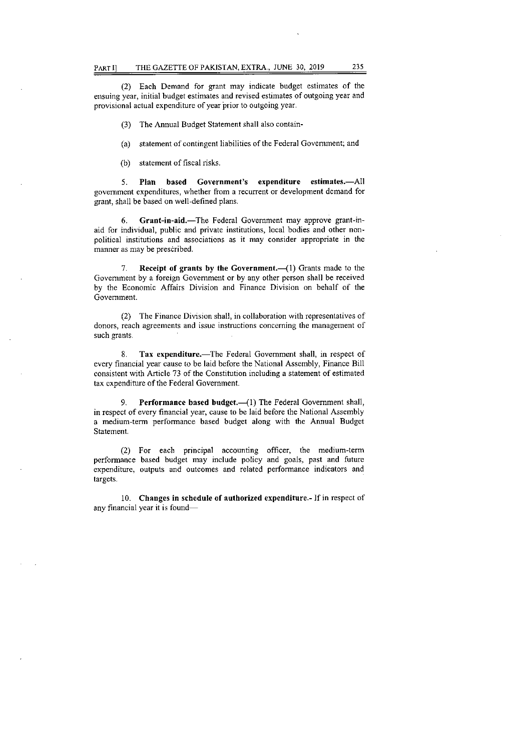(2) Each Demand for grant may indicate budget estimates of the ensuing year, initial budget estimates and revised estimates of outgoing year and provisional actual expenditure of year prior to outgoing year.

(3) The Annual Budget Statement shall also contain-

(a) statement of contingent liabilities of the Federal Government; and

(b) statement of fiscal risks.

5. **Plan based Government's expenditure estimates.**—All government expenditures, whether from a recurrent or development demand for grant, shall be based on well-defined plans.

6. **Grant-in-aid.**—The Federal Government may approve grant-in-aid for individual, public and private institutions, local bodies and other non-political institutions and associations as it may consider appropriate in the manner as may be prescribed.

7. **Receipt of grants by the Government.**—(1) Grants made to the Government by a foreign Government or by any other person shall be received by the Economic Affairs Division and Finance Division on behalf of the Government.

(2) The Finance Division shall, in collaboration with representatives of donors, reach agreements and issue instructions concerning the management of such grants.

8. **Tax expenditure.**—The Federal Government shall, in respect of every financial year cause to be laid before the National Assembly, Finance Bill consistent with Article 73 of the Constitution including a statement of estimated tax expenditure of the Federal Government.

9. **Performance based budget.**—(1) The Federal Government shall, in respect of every financial year, cause to be laid before the National Assembly a medium-term performance based budget along with the Annual Budget Statement.

(2) For each principal accounting officer, the medium-term performance based budget may include policy and goals, past and future expenditure, outputs and outcomes and related performance indicators and targets.

10. **Changes in schedule of authorized expenditure.-** If in respect of any financial year it is found—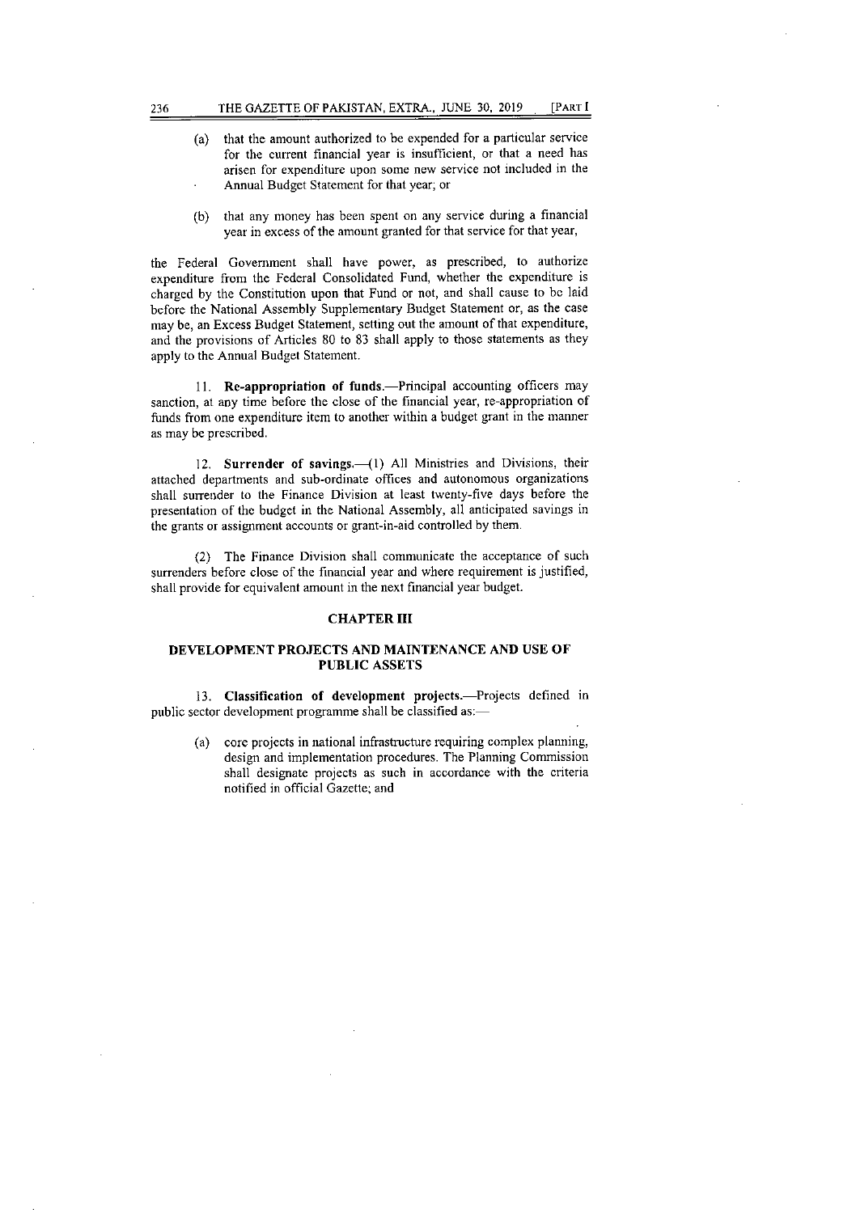(a) that the amount authorized to be expended for a particular service for the current financial year is insufficient, or that a need has arisen for expenditure upon some new service not included in the Annual Budget Statement for that year; or

(b) that any money has been spent on any service during a financial year in excess of the amount granted for that service for that year,

the Federal Government shall have power, as prescribed, to authorize expenditure from the Federal Consolidated Fund, whether the expenditure is charged by the Constitution upon that Fund or not, and shall cause to be laid before the National Assembly Supplementary Budget Statement or, as the case may be, an Excess Budget Statement, setting out the amount of that expenditure, and the provisions of Articles 80 to 83 shall apply to those statements as they apply to the Annual Budget Statement.

11. **Re-appropriation of funds.**—Principal accounting officers may sanction, at any time before the close of the financial year, re-appropriation of funds from one expenditure item to another within a budget grant in the manner as may be prescribed.

12. **Surrender of savings.**—(1) All Ministries and Divisions, their attached departments and sub-ordinate offices and autonomous organizations shall surrender to the Finance Division at least twenty-five days before the presentation of the budget in the National Assembly, all anticipated savings in the grants or assignment accounts or grant-in-aid controlled by them.

(2) The Finance Division shall communicate the acceptance of such surrenders before close of the financial year and where requirement is justified, shall provide for equivalent amount in the next financial year budget.

## CHAPTER III

## DEVELOPMENT PROJECTS AND MAINTENANCE AND USE OF PUBLIC ASSETS

13. **Classification of development projects.**—Projects defined in public sector development programme shall be classified as:—

(a) core projects in national infrastructure requiring complex planning, design and implementation procedures. The Planning Commission shall designate projects as such in accordance with the criteria notified in official Gazette; and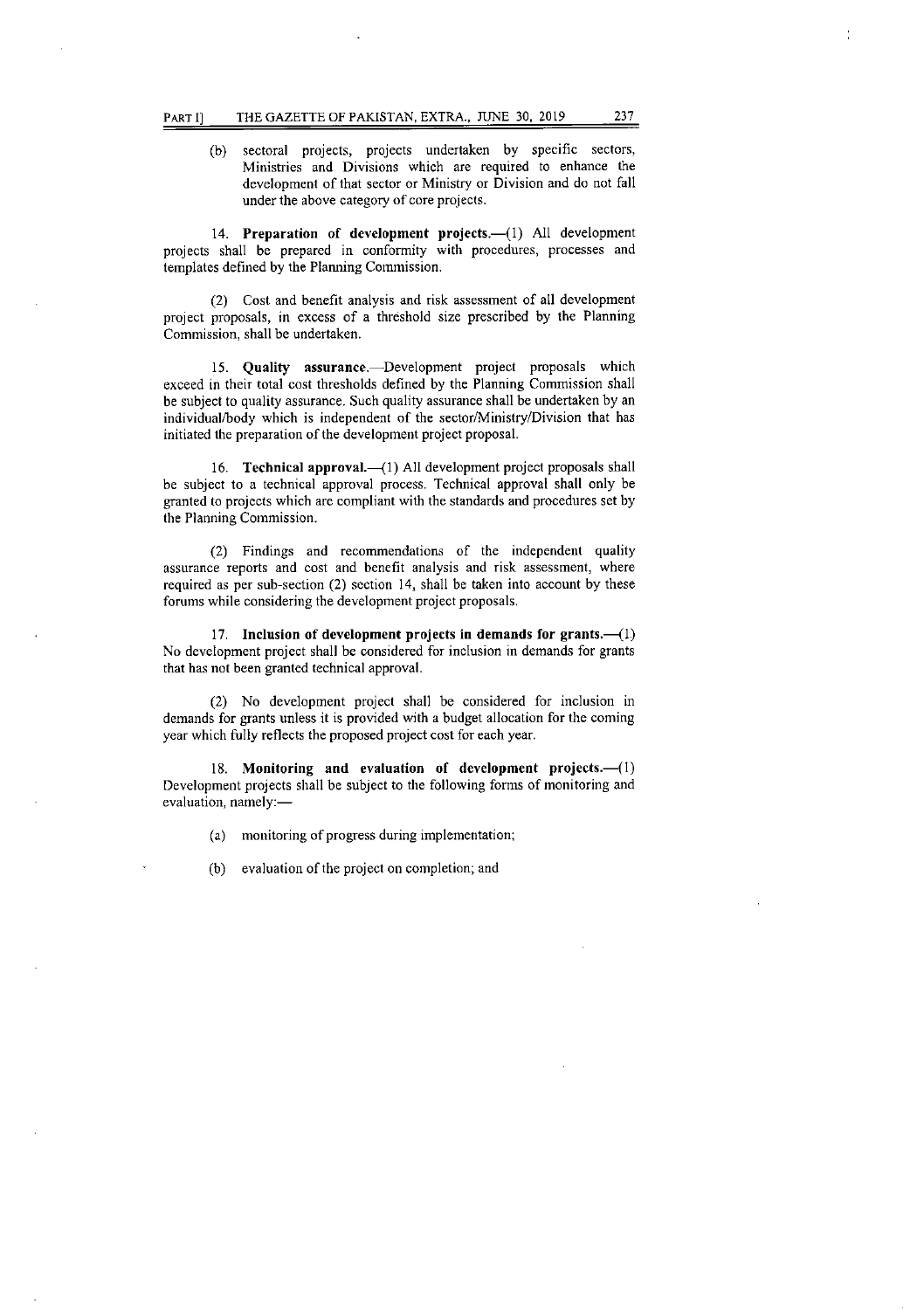(b) sectoral projects, projects undertaken by specific sectors, Ministries and Divisions which are required to enhance the development of that sector or Ministry or Division and do not fall under the above category of core projects.

14. **Preparation of development projects.**—(1) All development projects shall be prepared in conformity with procedures, processes and templates defined by the Planning Commission.

(2) Cost and benefit analysis and risk assessment of all development project proposals, in excess of a threshold size prescribed by the Planning Commission, shall be undertaken.

15. **Quality assurance.**—Development project proposals which exceed in their total cost thresholds defined by the Planning Commission shall be subject to quality assurance. Such quality assurance shall be undertaken by an individual/body which is independent of the sector/Ministry/Division that has initiated the preparation of the development project proposal.

16. **Technical approval.**—(1) All development project proposals shall be subject to a technical approval process. Technical approval shall only be granted to projects which are compliant with the standards and procedures set by the Planning Commission.

(2) Findings and recommendations of the independent quality assurance reports and cost and benefit analysis and risk assessment, where required as per sub-section (2) section 14, shall be taken into account by these forums while considering the development project proposals.

17. **Inclusion of development projects in demands for grants.**—(1) No development project shall be considered for inclusion in demands for grants that has not been granted technical approval.

(2) No development project shall be considered for inclusion in demands for grants unless it is provided with a budget allocation for the coming year which fully reflects the proposed project cost for each year.

18. **Monitoring and evaluation of development projects.**—(1) Development projects shall be subject to the following forms of monitoring and evaluation, namely:—

(a) monitoring of progress during implementation;

(b) evaluation of the project on completion; and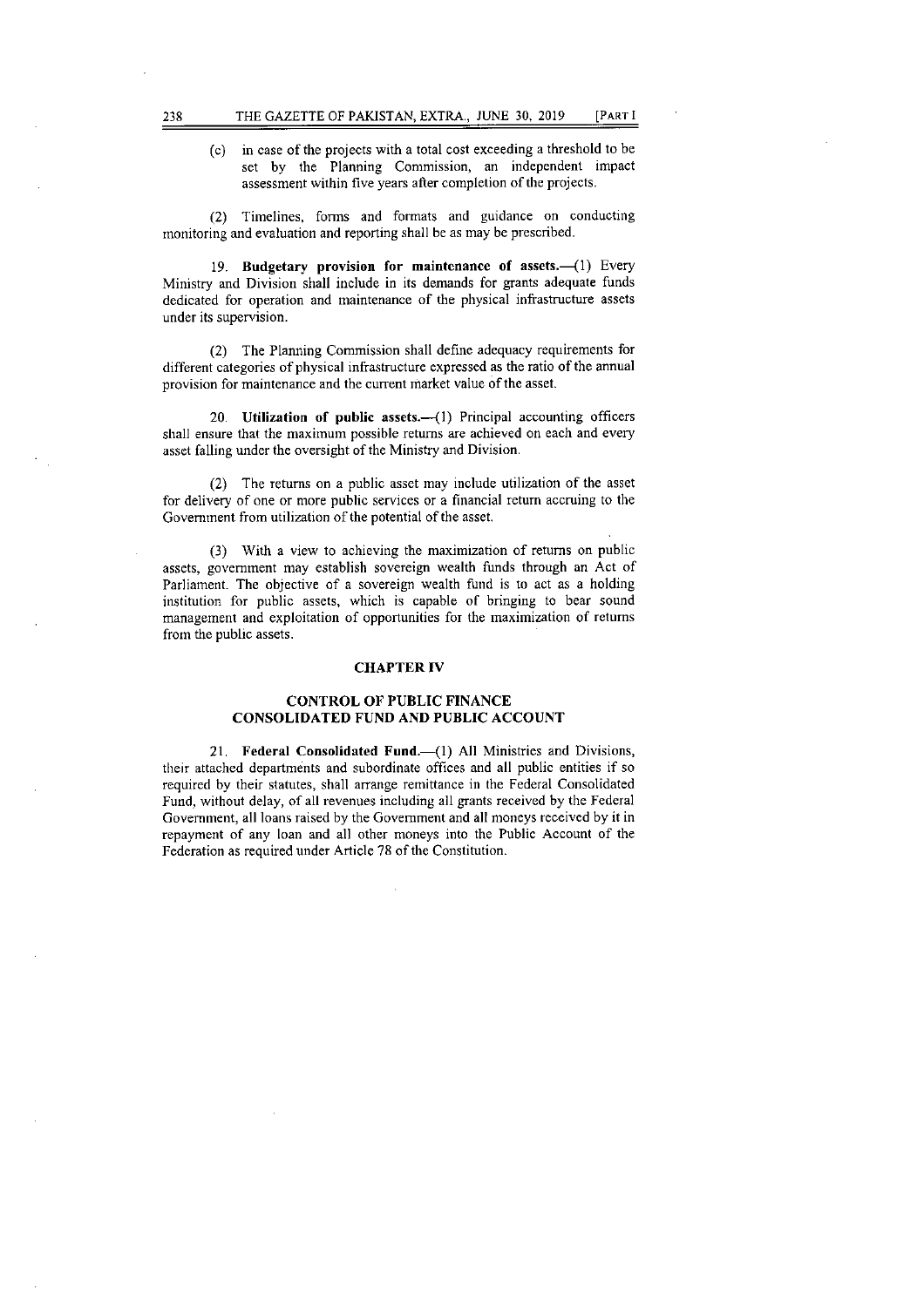(c) in case of the projects with a total cost exceeding a threshold to be set by the Planning Commission, an independent impact assessment within five years after completion of the projects.

(2) Timelines, forms and formats and guidance on conducting monitoring and evaluation and reporting shall be as may be prescribed.

19. **Budgetary provision for maintenance of assets.**—(1) Every Ministry and Division shall include in its demands for grants adequate funds dedicated for operation and maintenance of the physical infrastructure assets under its supervision.

(2) The Planning Commission shall define adequacy requirements for different categories of physical infrastructure expressed as the ratio of the annual provision for maintenance and the current market value of the asset.

20. **Utilization of public assets.**—(1) Principal accounting officers shall ensure that the maximum possible returns are achieved on each and every asset falling under the oversight of the Ministry and Division.

(2) The returns on a public asset may include utilization of the asset for delivery of one or more public services or a financial return accruing to the Government from utilization of the potential of the asset.

(3) With a view to achieving the maximization of returns on public assets, government may establish sovereign wealth funds through an Act of Parliament. The objective of a sovereign wealth fund is to act as a holding institution for public assets, which is capable of bringing to bear sound management and exploitation of opportunities for the maximization of returns from the public assets.

## CHAPTER IV

## CONTROL OF PUBLIC FINANCE CONSOLIDATED FUND AND PUBLIC ACCOUNT

21. **Federal Consolidated Fund.**—(1) All Ministries and Divisions, their attached departments and subordinate offices and all public entities if so required by their statutes, shall arrange remittance in the Federal Consolidated Fund, without delay, of all revenues including all grants received by the Federal Government, all loans raised by the Government and all moneys received by it in repayment of any loan and all other moneys into the Public Account of the Federation as required under Article 78 of the Constitution.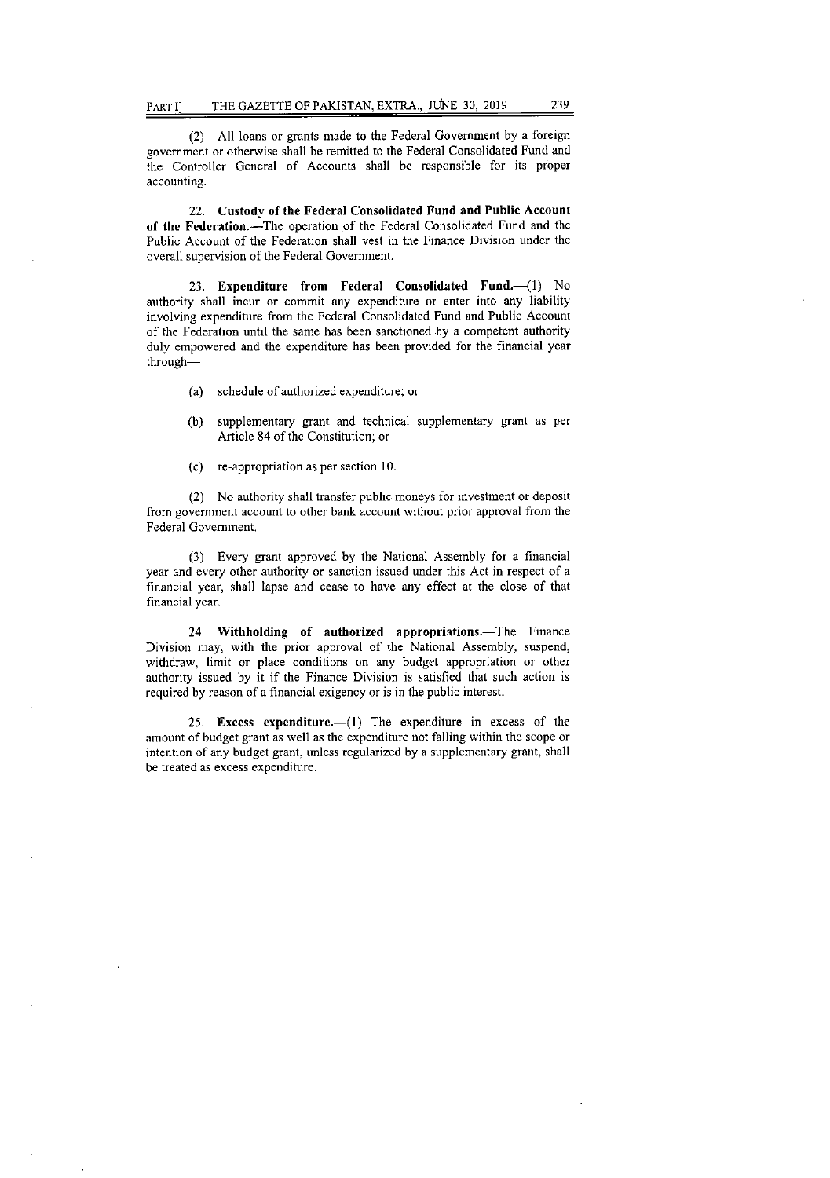(2) All loans or grants made to the Federal Government by a foreign government or otherwise shall be remitted to the Federal Consolidated Fund and the Controller General of Accounts shall be responsible for its proper accounting.

22. **Custody of the Federal Consolidated Fund and Public Account of the Federation.**—The operation of the Federal Consolidated Fund and the Public Account of the Federation shall vest in the Finance Division under the overall supervision of the Federal Government.

23. **Expenditure from Federal Consolidated Fund.**—(1) No authority shall incur or commit any expenditure or enter into any liability involving expenditure from the Federal Consolidated Fund and Public Account of the Federation until the same has been sanctioned by a competent authority duly empowered and the expenditure has been provided for the financial year through—

(a) schedule of authorized expenditure; or

(b) supplementary grant and technical supplementary grant as per Article 84 of the Constitution; or

(c) re-appropriation as per section 10.

(2) No authority shall transfer public moneys for investment or deposit from government account to other bank account without prior approval from the Federal Government.

(3) Every grant approved by the National Assembly for a financial year and every other authority or sanction issued under this Act in respect of a financial year, shall lapse and cease to have any effect at the close of that financial year.

24. **Withholding of authorized appropriations.**—The Finance Division may, with the prior approval of the National Assembly, suspend, withdraw, limit or place conditions on any budget appropriation or other authority issued by it if the Finance Division is satisfied that such action is required by reason of a financial exigency or is in the public interest.

25. **Excess expenditure.**—(1) The expenditure in excess of the amount of budget grant as well as the expenditure not falling within the scope or intention of any budget grant, unless regularized by a supplementary grant, shall be treated as excess expenditure.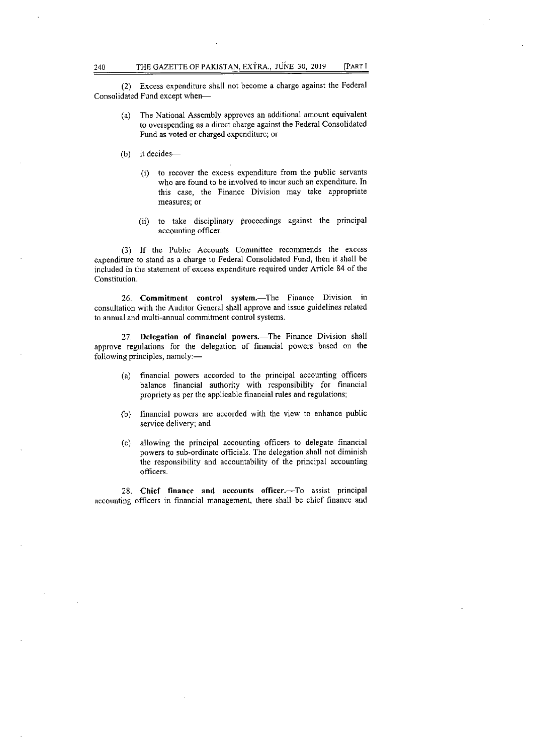(2) Excess expenditure shall not become a charge against the Federal Consolidated Fund except when—

- (a) The National Assembly approves an additional amount equivalent to overspending as a direct charge against the Federal Consolidated Fund as voted or charged expenditure; or
- (b) it decides—
  - (i) to recover the excess expenditure from the public servants who are found to be involved to incur such an expenditure. In this case, the Finance Division may take appropriate measures; or
  - (ii) to take disciplinary proceedings against the principal accounting officer.

(3) If the Public Accounts Committee recommends the excess expenditure to stand as a charge to Federal Consolidated Fund, then it shall be included in the statement of excess expenditure required under Article 84 of the Constitution.

26. **Commitment control system.**—The Finance Division in consultation with the Auditor General shall approve and issue guidelines related to annual and multi-annual commitment control systems.

27. **Delegation of financial powers.**—The Finance Division shall approve regulations for the delegation of financial powers based on the following principles, namely:—

- (a) financial powers accorded to the principal accounting officers balance financial authority with responsibility for financial propriety as per the applicable financial rules and regulations;
- (b) financial powers are accorded with the view to enhance public service delivery; and
- (c) allowing the principal accounting officers to delegate financial powers to sub-ordinate officials. The delegation shall not diminish the responsibility and accountability of the principal accounting officers.

28. **Chief finance and accounts officer.**—To assist principal accounting officers in financial management, there shall be chief finance and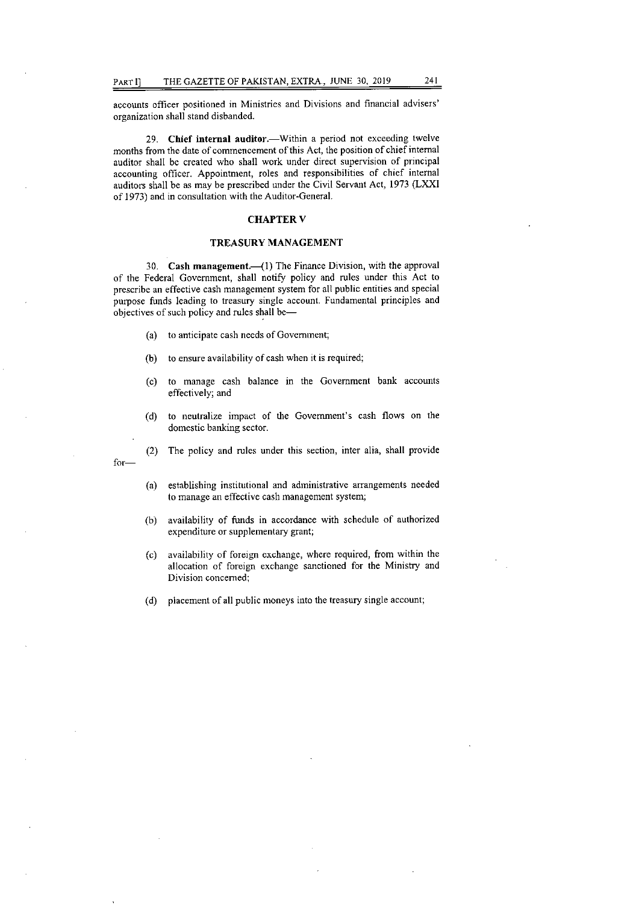accounts officer positioned in Ministries and Divisions and financial advisers' organization shall stand disbanded.

29. **Chief internal auditor.**—Within a period not exceeding twelve months from the date of commencement of this Act, the position of chief internal auditor shall be created who shall work under direct supervision of principal accounting officer. Appointment, roles and responsibilities of chief internal auditors shall be as may be prescribed under the Civil Servant Act, 1973 (LXXI of 1973) and in consultation with the Auditor-General.

## CHAPTER V

## TREASURY MANAGEMENT

30. **Cash management.**—(1) The Finance Division, with the approval of the Federal Government, shall notify policy and rules under this Act to prescribe an effective cash management system for all public entities and special purpose funds leading to treasury single account. Fundamental principles and objectives of such policy and rules shall be—

(a) to anticipate cash needs of Government;

(b) to ensure availability of cash when it is required;

(c) to manage cash balance in the Government bank accounts effectively; and

(d) to neutralize impact of the Government's cash flows on the domestic banking sector.

(2) The policy and rules under this section, inter alia, shall provide for—

(a) establishing institutional and administrative arrangements needed to manage an effective cash management system;

(b) availability of funds in accordance with schedule of authorized expenditure or supplementary grant;

(c) availability of foreign exchange, where required, from within the allocation of foreign exchange sanctioned for the Ministry and Division concerned;

(d) placement of all public moneys into the treasury single account;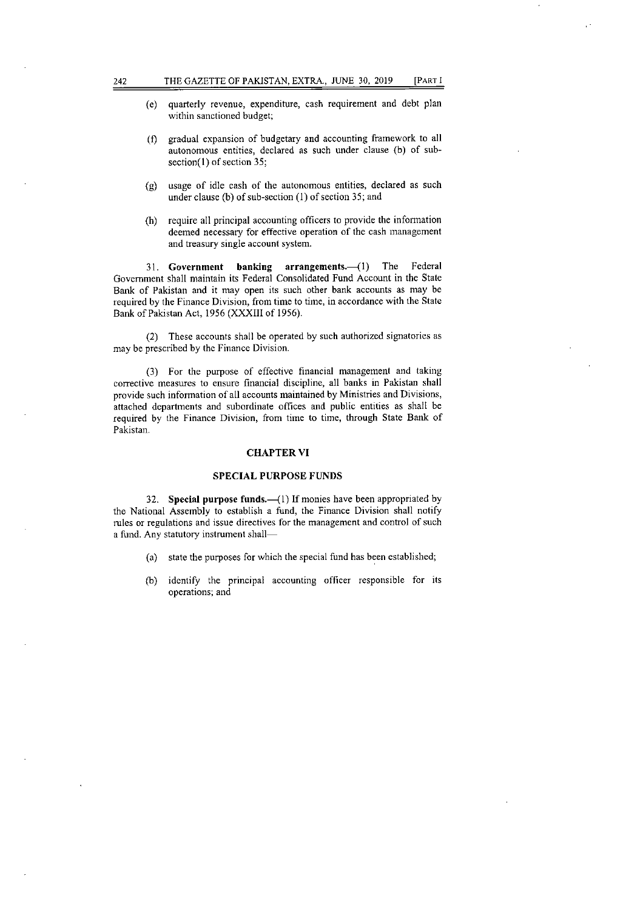(e) quarterly revenue, expenditure, cash requirement and debt plan within sanctioned budget;

(f) gradual expansion of budgetary and accounting framework to all autonomous entities, declared as such under clause (b) of sub-section(1) of section 35;

(g) usage of idle cash of the autonomous entities, declared as such under clause (b) of sub-section (1) of section 35; and

(h) require all principal accounting officers to provide the information deemed necessary for effective operation of the cash management and treasury single account system.

31. **Government banking arrangements.**—(1) The Federal Government shall maintain its Federal Consolidated Fund Account in the State Bank of Pakistan and it may open its such other bank accounts as may be required by the Finance Division, from time to time, in accordance with the State Bank of Pakistan Act, 1956 (XXXIII of 1956).

(2) These accounts shall be operated by such authorized signatories as may be prescribed by the Finance Division.

(3) For the purpose of effective financial management and taking corrective measures to ensure financial discipline, all banks in Pakistan shall provide such information of all accounts maintained by Ministries and Divisions, attached departments and subordinate offices and public entities as shall be required by the Finance Division, from time to time, through State Bank of Pakistan.

## CHAPTER VI

## SPECIAL PURPOSE FUNDS

32. **Special purpose funds.**—(1) If monies have been appropriated by the National Assembly to establish a fund, the Finance Division shall notify rules or regulations and issue directives for the management and control of such a fund. Any statutory instrument shall—

(a) state the purposes for which the special fund has been established;

(b) identify the principal accounting officer responsible for its operations; and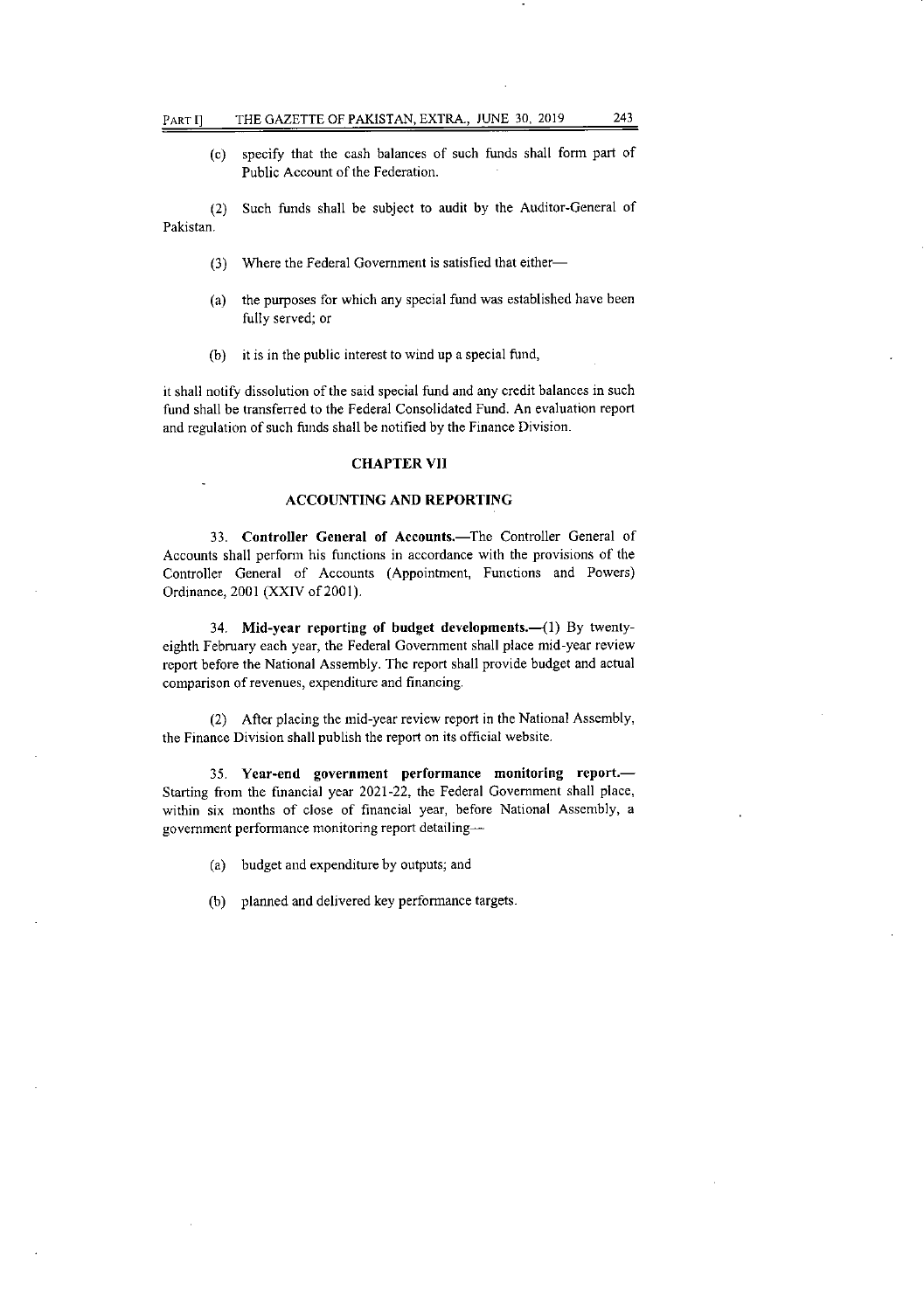(c) specify that the cash balances of such funds shall form part of Public Account of the Federation.

(2) Such funds shall be subject to audit by the Auditor-General of Pakistan.

(3) Where the Federal Government is satisfied that either—

(a) the purposes for which any special fund was established have been fully served; or

(b) it is in the public interest to wind up a special fund,

it shall notify dissolution of the said special fund and any credit balances in such fund shall be transferred to the Federal Consolidated Fund. An evaluation report and regulation of such funds shall be notified by the Finance Division.

## CHAPTER VII

## ACCOUNTING AND REPORTING

33. **Controller General of Accounts.**—The Controller General of Accounts shall perform his functions in accordance with the provisions of the Controller General of Accounts (Appointment, Functions and Powers) Ordinance, 2001 (XXIV of 2001).

34. **Mid-year reporting of budget developments.**—(1) By twenty-eighth February each year, the Federal Government shall place mid-year review report before the National Assembly. The report shall provide budget and actual comparison of revenues, expenditure and financing.

(2) After placing the mid-year review report in the National Assembly, the Finance Division shall publish the report on its official website.

35. **Year-end government performance monitoring report.**— Starting from the financial year 2021-22, the Federal Government shall place, within six months of close of financial year, before National Assembly, a government performance monitoring report detailing—

(a) budget and expenditure by outputs; and

(b) planned and delivered key performance targets.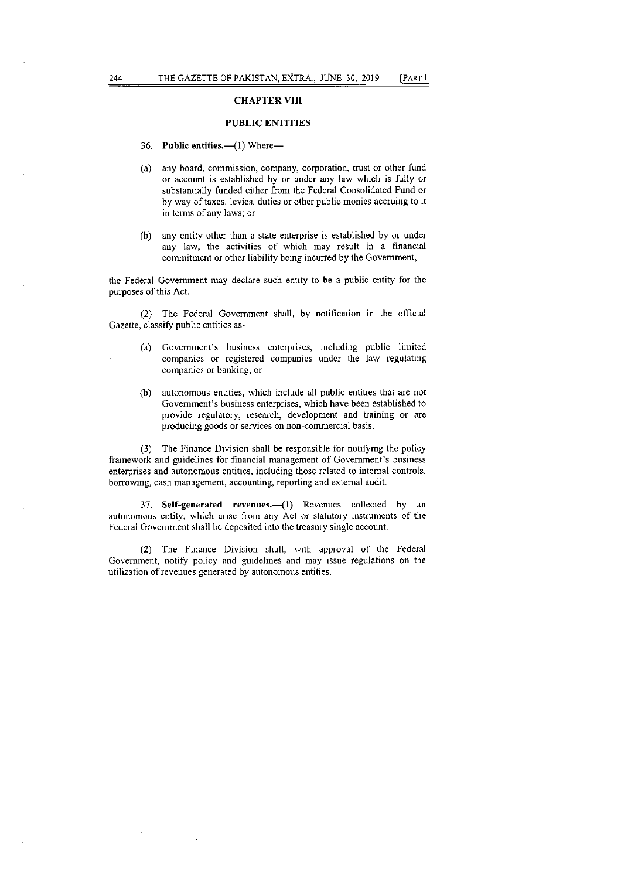## CHAPTER VIII

## PUBLIC ENTITIES

36. **Public entities.**—(1) Where—

(a) any board, commission, company, corporation, trust or other fund or account is established by or under any law which is fully or substantially funded either from the Federal Consolidated Fund or by way of taxes, levies, duties or other public monies accruing to it in terms of any laws; or

(b) any entity other than a state enterprise is established by or under any law, the activities of which may result in a financial commitment or other liability being incurred by the Government,

the Federal Government may declare such entity to be a public entity for the purposes of this Act.

(2) The Federal Government shall, by notification in the official Gazette, classify public entities as-

(a) Government's business enterprises, including public limited companies or registered companies under the law regulating companies or banking; or

(b) autonomous entities, which include all public entities that are not Government's business enterprises, which have been established to provide regulatory, research, development and training or are producing goods or services on non-commercial basis.

(3) The Finance Division shall be responsible for notifying the policy framework and guidelines for financial management of Government's business enterprises and autonomous entities, including those related to internal controls, borrowing, cash management, accounting, reporting and external audit.

37. **Self-generated revenues.**—(1) Revenues collected by an autonomous entity, which arise from any Act or statutory instruments of the Federal Government shall be deposited into the treasury single account.

(2) The Finance Division shall, with approval of the Federal Government, notify policy and guidelines and may issue regulations on the utilization of revenues generated by autonomous entities.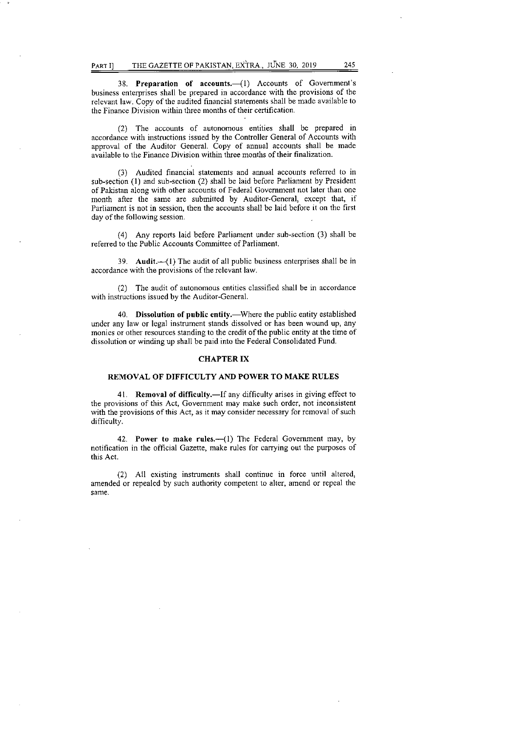38. **Preparation of accounts.**—(1) Accounts of Government's business enterprises shall be prepared in accordance with the provisions of the relevant law. Copy of the audited financial statements shall be made available to the Finance Division within three months of their certification.

(2) The accounts of autonomous entities shall be prepared in accordance with instructions issued by the Controller General of Accounts with approval of the Auditor General. Copy of annual accounts shall be made available to the Finance Division within three months of their finalization.

(3) Audited financial statements and annual accounts referred to in sub-section (1) and sub-section (2) shall be laid before Parliament by President of Pakistan along with other accounts of Federal Government not later than one month after the same are submitted by Auditor-General, except that, if Parliament is not in session, then the accounts shall be laid before it on the first day of the following session.

(4) Any reports laid before Parliament under sub-section (3) shall be referred to the Public Accounts Committee of Parliament.

39. **Audit.**—(1) The audit of all public business enterprises shall be in accordance with the provisions of the relevant law.

(2) The audit of autonomous entities classified shall be in accordance with instructions issued by the Auditor-General.

40. **Dissolution of public entity.**—Where the public entity established under any law or legal instrument stands dissolved or has been wound up, any monies or other resources standing to the credit of the public entity at the time of dissolution or winding up shall be paid into the Federal Consolidated Fund.

## CHAPTER IX

## REMOVAL OF DIFFICULTY AND POWER TO MAKE RULES

41. **Removal of difficulty.**—If any difficulty arises in giving effect to the provisions of this Act, Government may make such order, not inconsistent with the provisions of this Act, as it may consider necessary for removal of such difficulty.

42. **Power to make rules.**—(1) The Federal Government may, by notification in the official Gazette, make rules for carrying out the purposes of this Act.

(2) All existing instruments shall continue in force until altered, amended or repealed by such authority competent to alter, amend or repeal the same.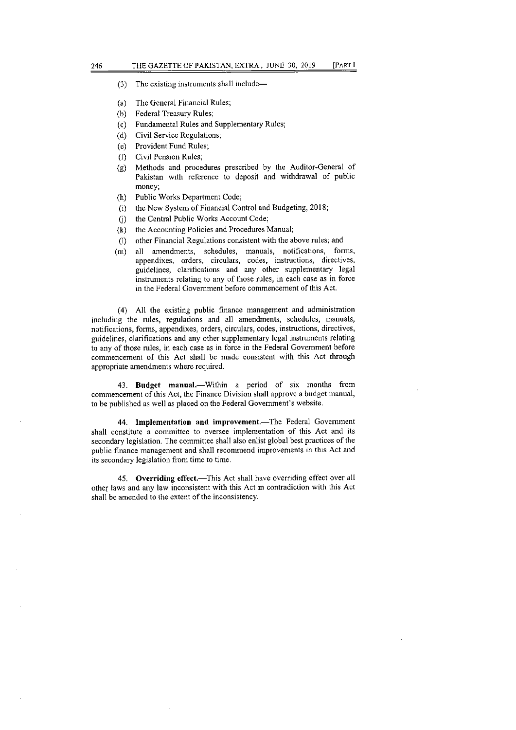(3) The existing instruments shall include—

(a) The General Financial Rules;
(b) Federal Treasury Rules;
(c) Fundamental Rules and Supplementary Rules;
(d) Civil Service Regulations;
(e) Provident Fund Rules;
(f) Civil Pension Rules;
(g) Methods and procedures prescribed by the Auditor-General of Pakistan with reference to deposit and withdrawal of public money;
(h) Public Works Department Code;
(i) the New System of Financial Control and Budgeting, 2018;
(j) the Central Public Works Account Code;
(k) the Accounting Policies and Procedures Manual;
(l) other Financial Regulations consistent with the above rules; and
(m) all amendments, schedules, manuals, notifications, forms, appendixes, orders, circulars, codes, instructions, directives, guidelines, clarifications and any other supplementary legal instruments relating to any of those rules, in each case as in force in the Federal Government before commencement of this Act.

(4) All the existing public finance management and administration including the rules, regulations and all amendments, schedules, manuals, notifications, forms, appendixes, orders, circulars, codes, instructions, directives, guidelines, clarifications and any other supplementary legal instruments relating to any of those rules, in each case as in force in the Federal Government before commencement of this Act shall be made consistent with this Act through appropriate amendments where required.

43. **Budget manual.**—Within a period of six months from commencement of this Act, the Finance Division shall approve a budget manual, to be published as well as placed on the Federal Government's website.

44. **Implementation and improvement.**—The Federal Government shall constitute a committee to oversee implementation of this Act and its secondary legislation. The committee shall also enlist global best practices of the public finance management and shall recommend improvements in this Act and its secondary legislation from time to time.

45. **Overriding effect.**—This Act shall have overriding effect over all other laws and any law inconsistent with this Act in contradiction with this Act shall be amended to the extent of the inconsistency.